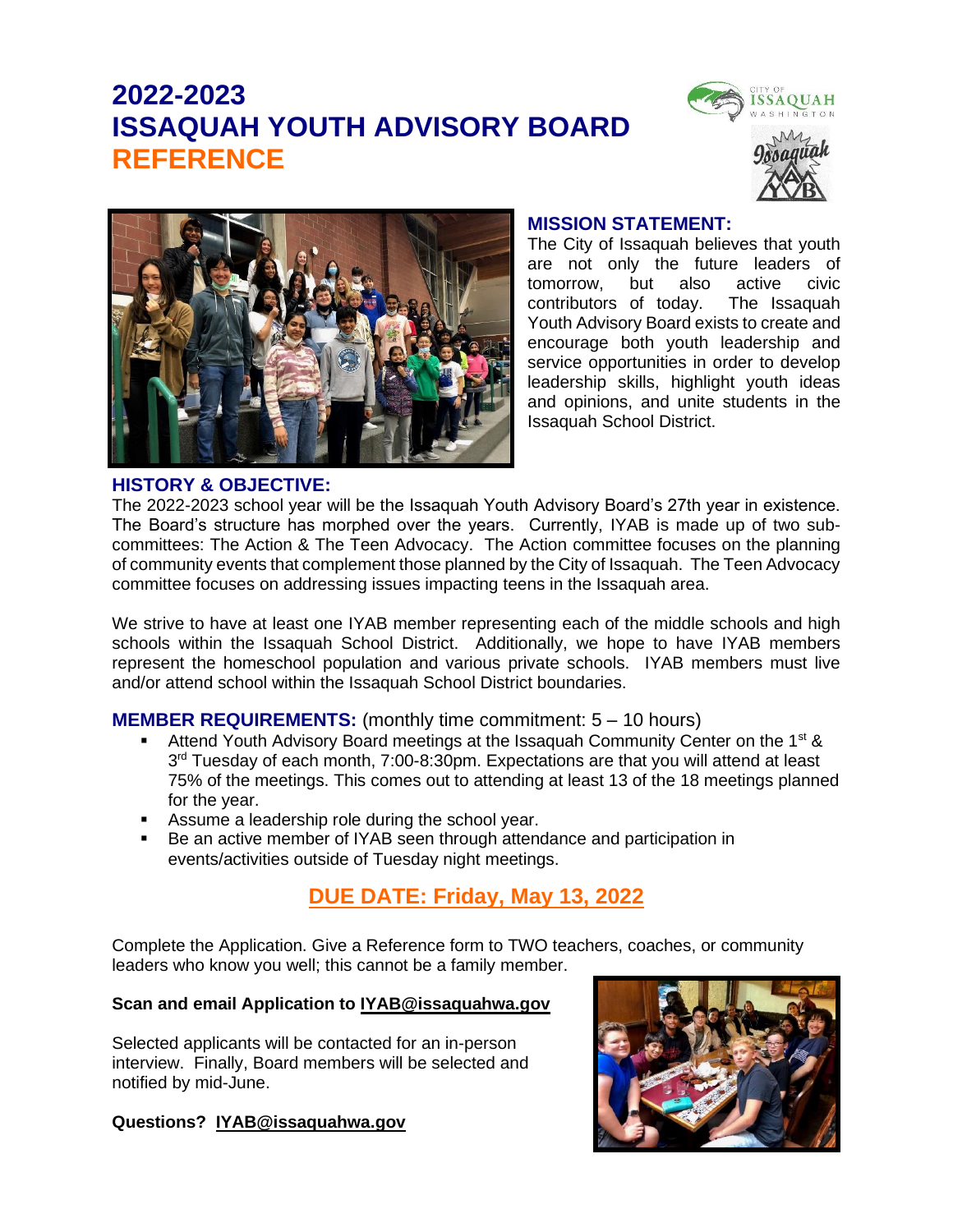# 2022-2023
# ISSAQUAH YOUTH ADVISORY BOARD
# REFERENCE

## MISSION STATEMENT:

The City of Issaquah believes that youth are not only the future leaders of tomorrow, but also active civic contributors of today. The Issaquah Youth Advisory Board exists to create and encourage both youth leadership and service opportunities in order to develop leadership skills, highlight youth ideas and opinions, and unite students in the Issaquah School District.

## HISTORY & OBJECTIVE:

The 2022-2023 school year will be the Issaquah Youth Advisory Board's 27th year in existence. The Board's structure has morphed over the years. Currently, IYAB is made up of two sub-committees: The Action & The Teen Advocacy. The Action committee focuses on the planning of community events that complement those planned by the City of Issaquah. The Teen Advocacy committee focuses on addressing issues impacting teens in the Issaquah area.

We strive to have at least one IYAB member representing each of the middle schools and high schools within the Issaquah School District. Additionally, we hope to have IYAB members represent the homeschool population and various private schools. IYAB members must live and/or attend school within the Issaquah School District boundaries.

## MEMBER REQUIREMENTS: (monthly time commitment: 5 – 10 hours)

- Attend Youth Advisory Board meetings at the Issaquah Community Center on the 1st & 3rd Tuesday of each month, 7:00-8:30pm. Expectations are that you will attend at least 75% of the meetings. This comes out to attending at least 13 of the 18 meetings planned for the year.
- Assume a leadership role during the school year.
- Be an active member of IYAB seen through attendance and participation in events/activities outside of Tuesday night meetings.

## DUE DATE: Friday, May 13, 2022

Complete the Application. Give a Reference form to TWO teachers, coaches, or community leaders who know you well; this cannot be a family member.

**Scan and email Application to IYAB@issaquahwa.gov**

Selected applicants will be contacted for an in-person interview. Finally, Board members will be selected and notified by mid-June.

**Questions? IYAB@issaquahwa.gov**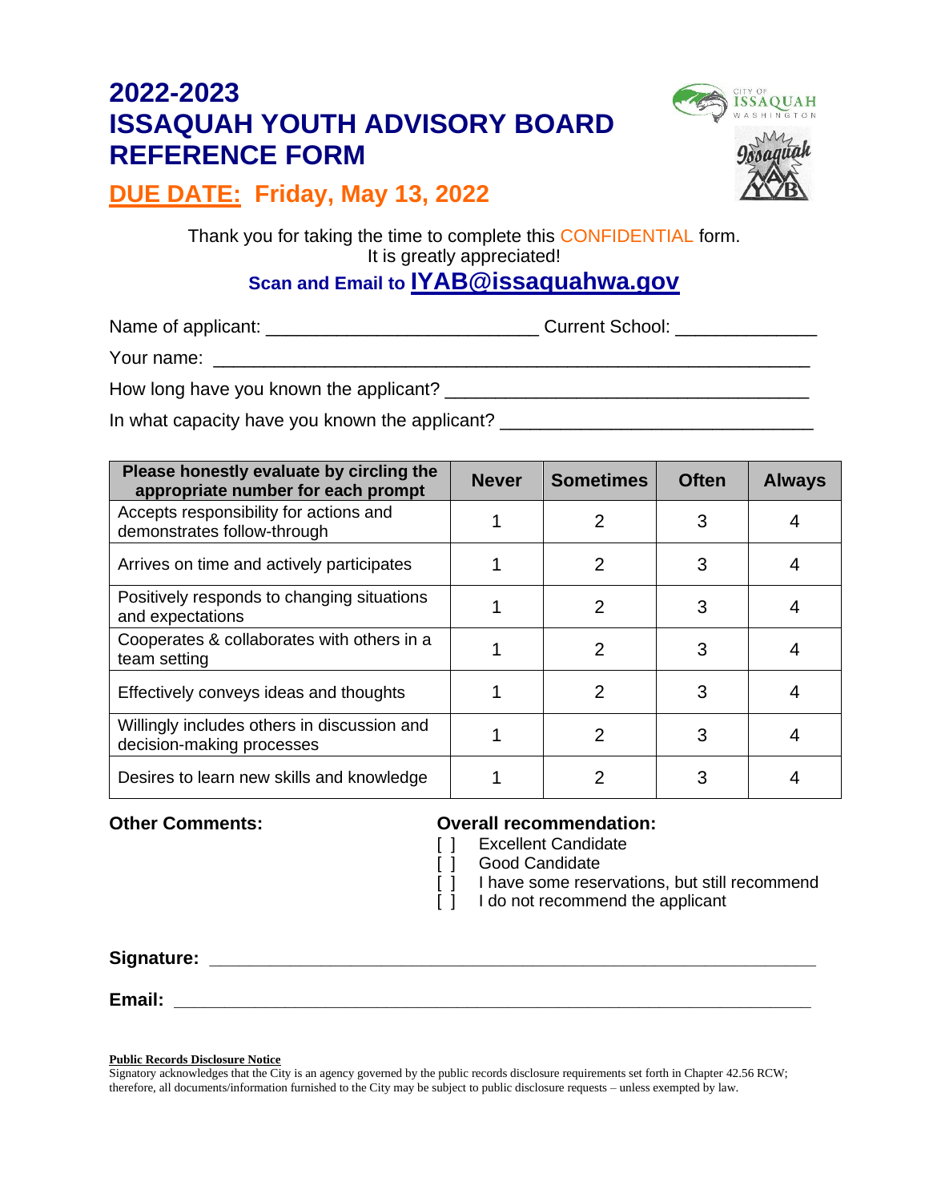# 2022-2023
# ISSAQUAH YOUTH ADVISORY BOARD REFERENCE FORM

## DUE DATE: Friday, May 13, 2022

Thank you for taking the time to complete this CONFIDENTIAL form.
It is greatly appreciated!

**Scan and Email to IYAB@issaquahwa.gov**

Name of applicant: ___________________________ Current School: ______________

Your name: ___________________________________________________________

How long have you known the applicant? ____________________________________

In what capacity have you known the applicant? ______________________________

| Please honestly evaluate by circling the appropriate number for each prompt | Never | Sometimes | Often | Always |
|---|---|---|---|---|
| Accepts responsibility for actions and demonstrates follow-through | 1 | 2 | 3 | 4 |
| Arrives on time and actively participates | 1 | 2 | 3 | 4 |
| Positively responds to changing situations and expectations | 1 | 2 | 3 | 4 |
| Cooperates & collaborates with others in a team setting | 1 | 2 | 3 | 4 |
| Effectively conveys ideas and thoughts | 1 | 2 | 3 | 4 |
| Willingly includes others in discussion and decision-making processes | 1 | 2 | 3 | 4 |
| Desires to learn new skills and knowledge | 1 | 2 | 3 | 4 |

**Other Comments:**

**Overall recommendation:**

[ ] Excellent Candidate
[ ] Good Candidate
[ ] I have some reservations, but still recommend
[ ] I do not recommend the applicant

**Signature:** ___________________________________________________________

**Email:** ______________________________________________________________

**Public Records Disclosure Notice**
Signatory acknowledges that the City is an agency governed by the public records disclosure requirements set forth in Chapter 42.56 RCW; therefore, all documents/information furnished to the City may be subject to public disclosure requests – unless exempted by law.